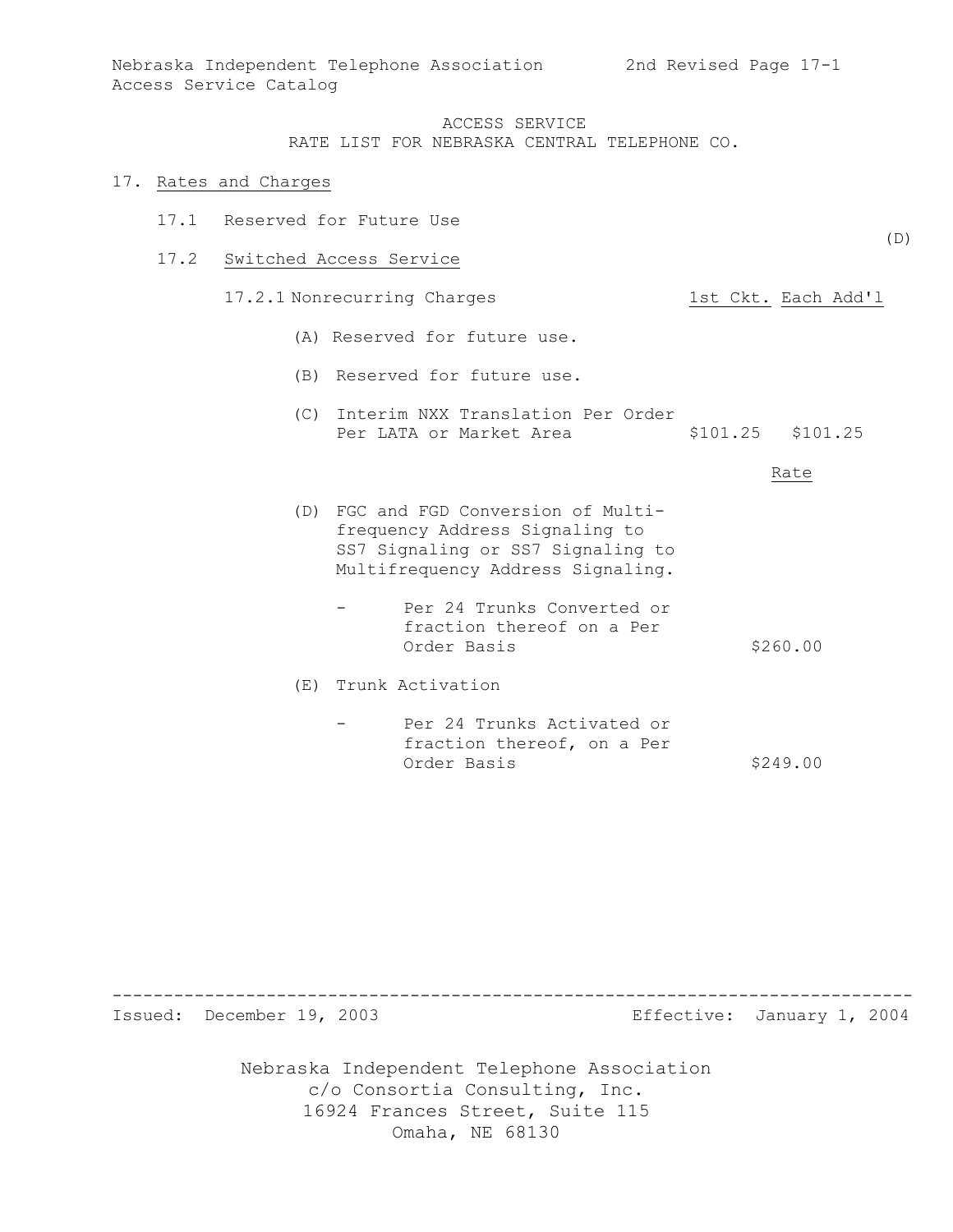Nebraska Independent Telephone Association 2nd Revised Page 17-1
Access Service Catalog

ACCESS SERVICE
RATE LIST FOR NEBRASKA CENTRAL TELEPHONE CO.

## 17. Rates and Charges

### 17.1 Reserved for Future Use

(D)

### 17.2 Switched Access Service

#### 17.2.1 Nonrecurring Charges

| | 1st Ckt. | Each Add'l |
|---|---|---|
| (A) Reserved for future use. | | |
| (B) Reserved for future use. | | |
| (C) Interim NXX Translation Per Order Per LATA or Market Area | $101.25 | $101.25 |

| | Rate |
|---|---|
| (D) FGC and FGD Conversion of Multi-frequency Address Signaling to SS7 Signaling or SS7 Signaling to Multifrequency Address Signaling. | |
| - Per 24 Trunks Converted or fraction thereof on a Per Order Basis | $260.00 |
| (E) Trunk Activation | |
| - Per 24 Trunks Activated or fraction thereof, on a Per Order Basis | $249.00 |

Issued: December 19, 2003 Effective: January 1, 2004

Nebraska Independent Telephone Association
c/o Consortia Consulting, Inc.
16924 Frances Street, Suite 115
Omaha, NE 68130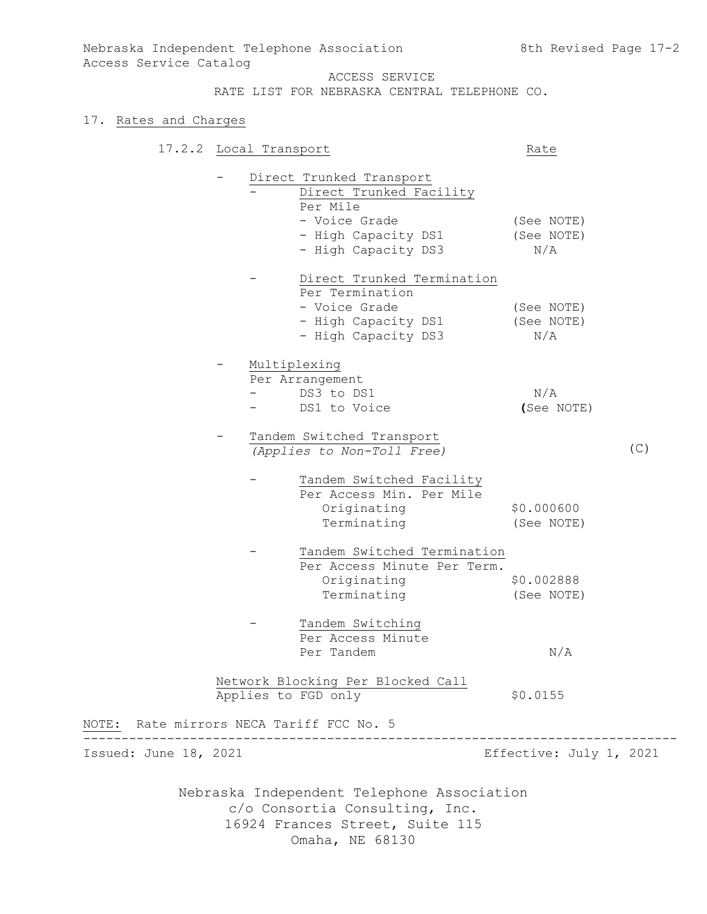Nebraska Independent Telephone Association
Access Service Catalog

8th Revised Page 17-2

ACCESS SERVICE
RATE LIST FOR NEBRASKA CENTRAL TELEPHONE CO.

## 17. Rates and Charges

### 17.2.2 Local Transport

| | Rate | |
|---|---|---|
| - Direct Trunked Transport | | |
| - Direct Trunked Facility | | |
| Per Mile | | |
| - Voice Grade | (See NOTE) | |
| - High Capacity DS1 | (See NOTE) | |
| - High Capacity DS3 | N/A | |
| - Direct Trunked Termination | | |
| Per Termination | | |
| - Voice Grade | (See NOTE) | |
| - High Capacity DS1 | (See NOTE) | |
| - High Capacity DS3 | N/A | |
| - Multiplexing | | |
| Per Arrangement | | |
| - DS3 to DS1 | N/A | |
| - DS1 to Voice | (See NOTE) | |
| - Tandem Switched Transport *(Applies to Non-Toll Free)* | | (C) |
| - Tandem Switched Facility | | |
| Per Access Min. Per Mile | | |
| Originating | $0.000600 | |
| Terminating | (See NOTE) | |
| - Tandem Switched Termination | | |
| Per Access Minute Per Term. | | |
| Originating | $0.002888 | |
| Terminating | (See NOTE) | |
| - Tandem Switching | | |
| Per Access Minute Per Tandem | N/A | |
| Network Blocking Per Blocked Call Applies to FGD only | $0.0155 | |

NOTE: Rate mirrors NECA Tariff FCC No. 5

Issued: June 18, 2021

Effective: July 1, 2021

Nebraska Independent Telephone Association
c/o Consortia Consulting, Inc.
16924 Frances Street, Suite 115
Omaha, NE 68130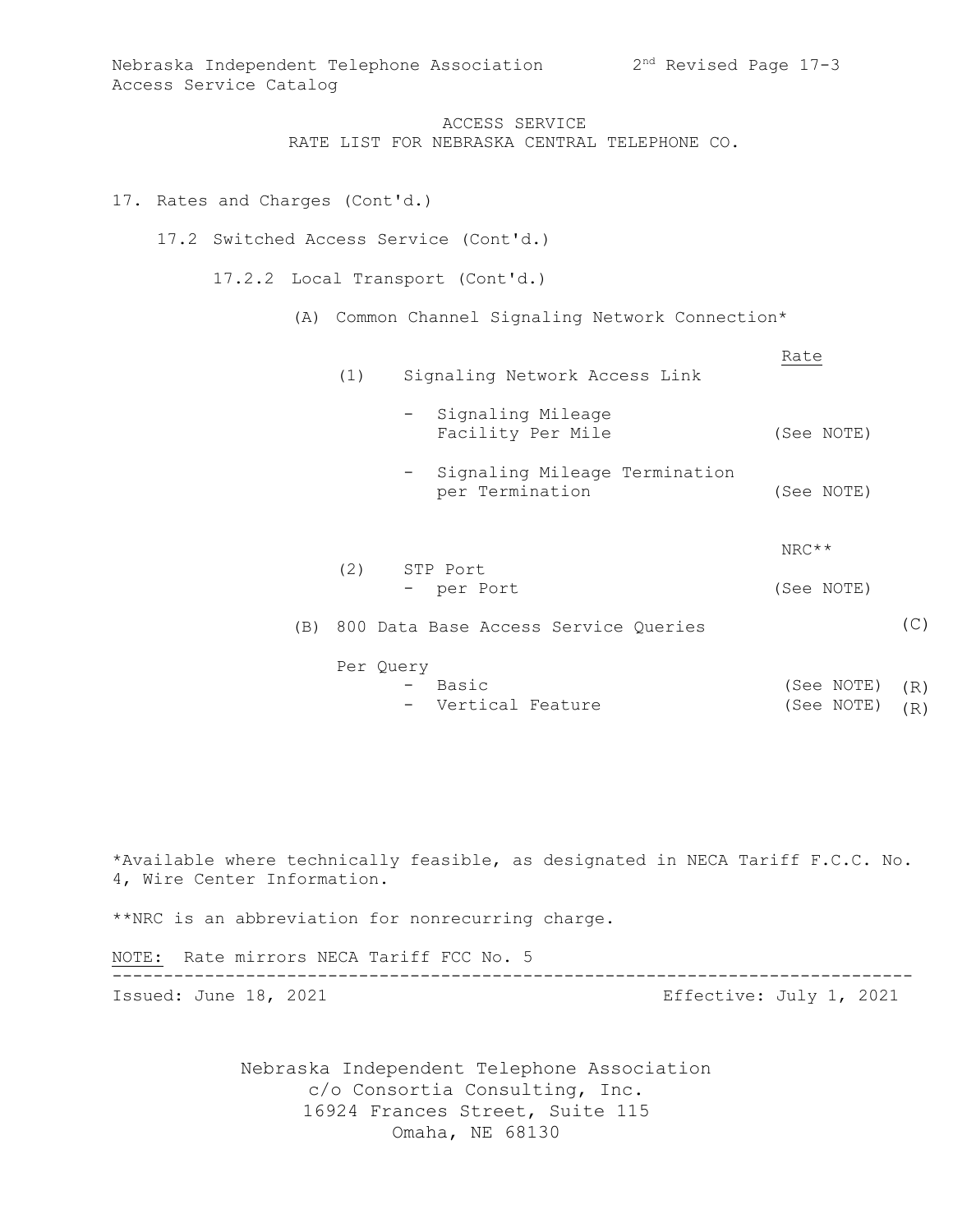# ACCESS SERVICE
## RATE LIST FOR NEBRASKA CENTRAL TELEPHONE CO.

17. Rates and Charges (Cont'd.)

17.2 Switched Access Service (Cont'd.)

17.2.2 Local Transport (Cont'd.)

(A) Common Channel Signaling Network Connection*

| | | Rate | |
|---|---|---|---|
| (1) | Signaling Network Access Link | | |
| | - Signaling Mileage Facility Per Mile | (See NOTE) | |
| | - Signaling Mileage Termination per Termination | (See NOTE) | |
| | | NRC** | |
| (2) | STP Port | | |
| | - per Port | (See NOTE) | |

(B) 800 Data Base Access Service Queries (C)

| Per Query | Rate | |
|---|---|---|
| - Basic | (See NOTE) | (R) |
| - Vertical Feature | (See NOTE) | (R) |

*Available where technically feasible, as designated in NECA Tariff F.C.C. No. 4, Wire Center Information.

**NRC is an abbreviation for nonrecurring charge.

NOTE: Rate mirrors NECA Tariff FCC No. 5

Issued: June 18, 2021 Effective: July 1, 2021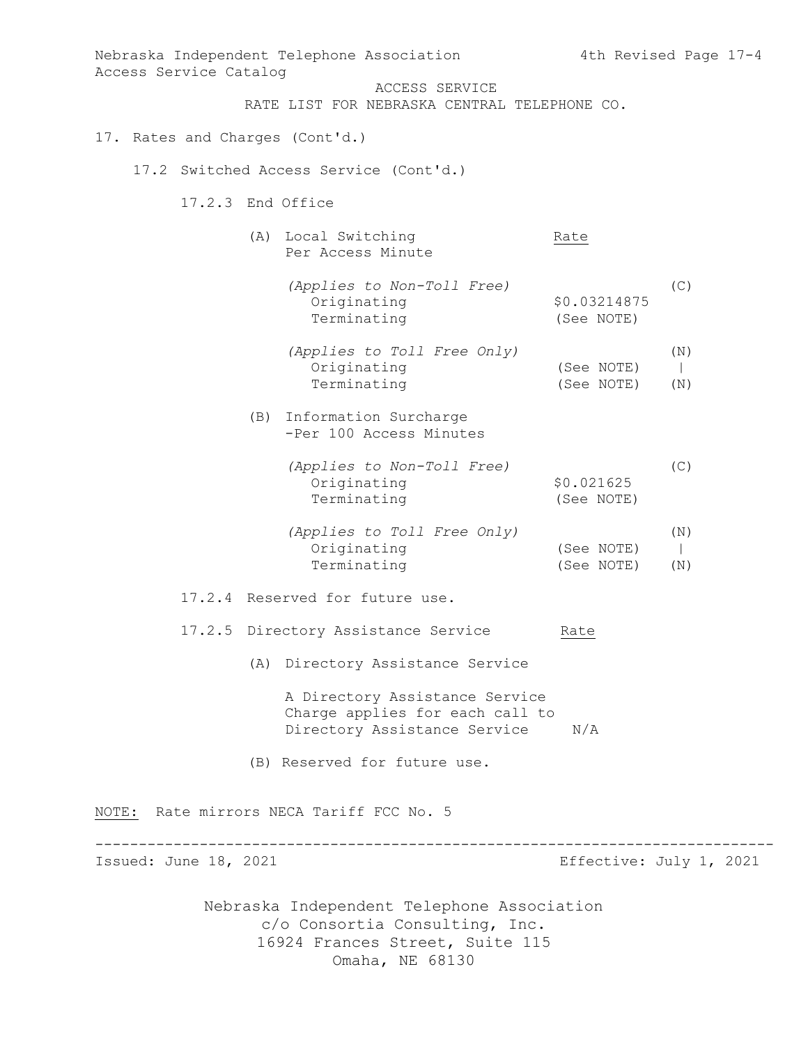ACCESS SERVICE
RATE LIST FOR NEBRASKA CENTRAL TELEPHONE CO.

## 17. Rates and Charges (Cont'd.)

### 17.2 Switched Access Service (Cont'd.)

#### 17.2.3 End Office

| | Rate | |
|---|---|---|
| (A) Local Switching Per Access Minute | | |
| *(Applies to Non-Toll Free)* | | (C) |
| Originating | $0.03214875 | |
| Terminating | (See NOTE) | |
| *(Applies to Toll Free Only)* | | (N) |
| Originating | (See NOTE) | \| |
| Terminating | (See NOTE) | (N) |
| (B) Information Surcharge -Per 100 Access Minutes | | |
| *(Applies to Non-Toll Free)* | | (C) |
| Originating | $0.021625 | |
| Terminating | (See NOTE) | |
| *(Applies to Toll Free Only)* | | (N) |
| Originating | (See NOTE) | \| |
| Terminating | (See NOTE) | (N) |

#### 17.2.4 Reserved for future use.

#### 17.2.5 Directory Assistance Service

| | Rate |
|---|---|
| (A) Directory Assistance Service | |
| A Directory Assistance Service Charge applies for each call to Directory Assistance Service | N/A |

(B) Reserved for future use.

<u>NOTE:</u> Rate mirrors NECA Tariff FCC No. 5

Issued: June 18, 2021 Effective: July 1, 2021

Nebraska Independent Telephone Association
c/o Consortia Consulting, Inc.
16924 Frances Street, Suite 115
Omaha, NE 68130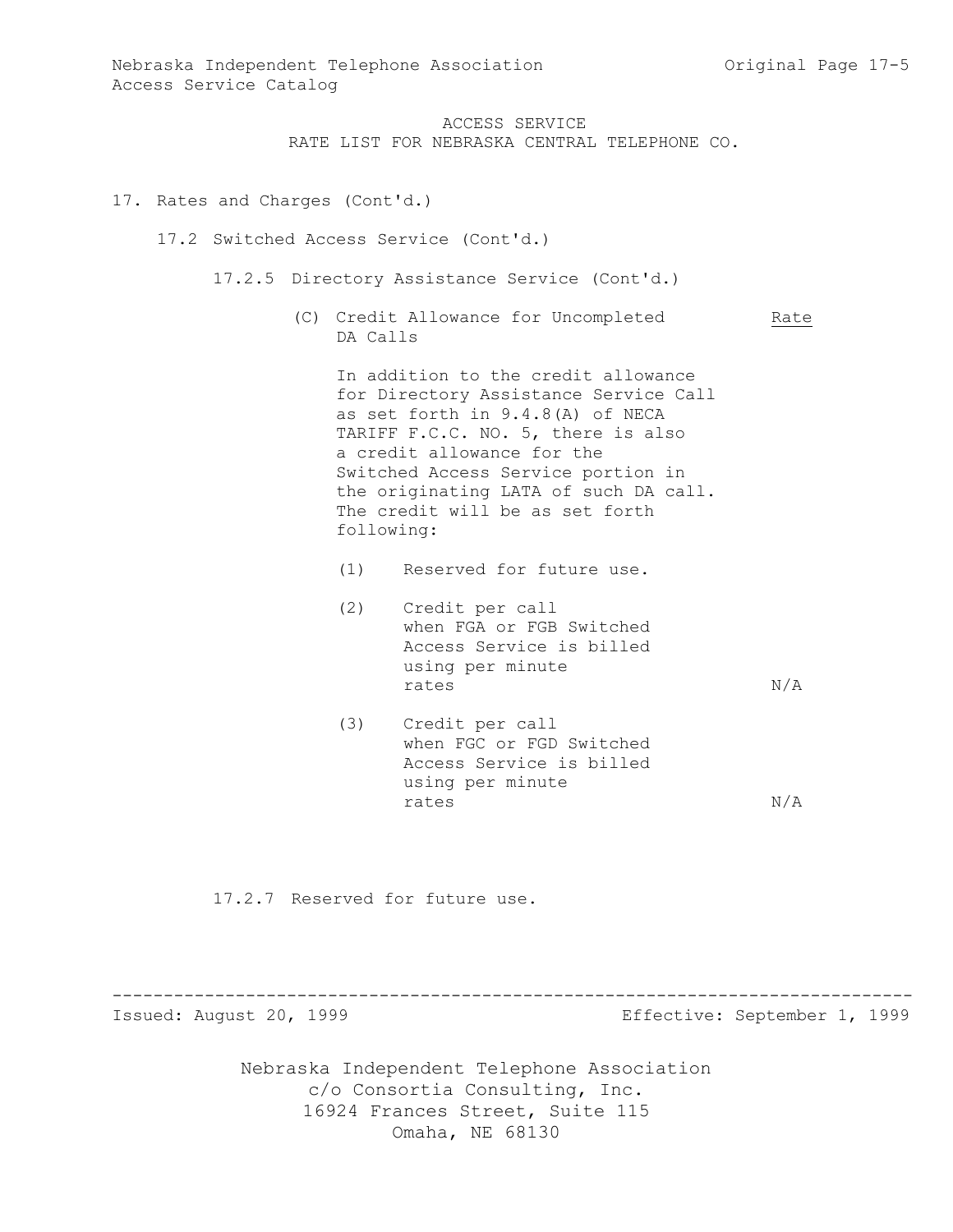ACCESS SERVICE
RATE LIST FOR NEBRASKA CENTRAL TELEPHONE CO.

17. Rates and Charges (Cont'd.)

17.2 Switched Access Service (Cont'd.)

17.2.5 Directory Assistance Service (Cont'd.)

(C) Credit Allowance for Uncompleted DA Calls

In addition to the credit allowance for Directory Assistance Service Call as set forth in 9.4.8(A) of NECA TARIFF F.C.C. NO. 5, there is also a credit allowance for the Switched Access Service portion in the originating LATA of such DA call. The credit will be as set forth following:

| | Rate |
|---|---|
| (1) Reserved for future use. | |
| (2) Credit per call when FGA or FGB Switched Access Service is billed using per minute rates | N/A |
| (3) Credit per call when FGC or FGD Switched Access Service is billed using per minute rates | N/A |

17.2.7 Reserved for future use.

Issued: August 20, 1999 Effective: September 1, 1999

Nebraska Independent Telephone Association
c/o Consortia Consulting, Inc.
16924 Frances Street, Suite 115
Omaha, NE 68130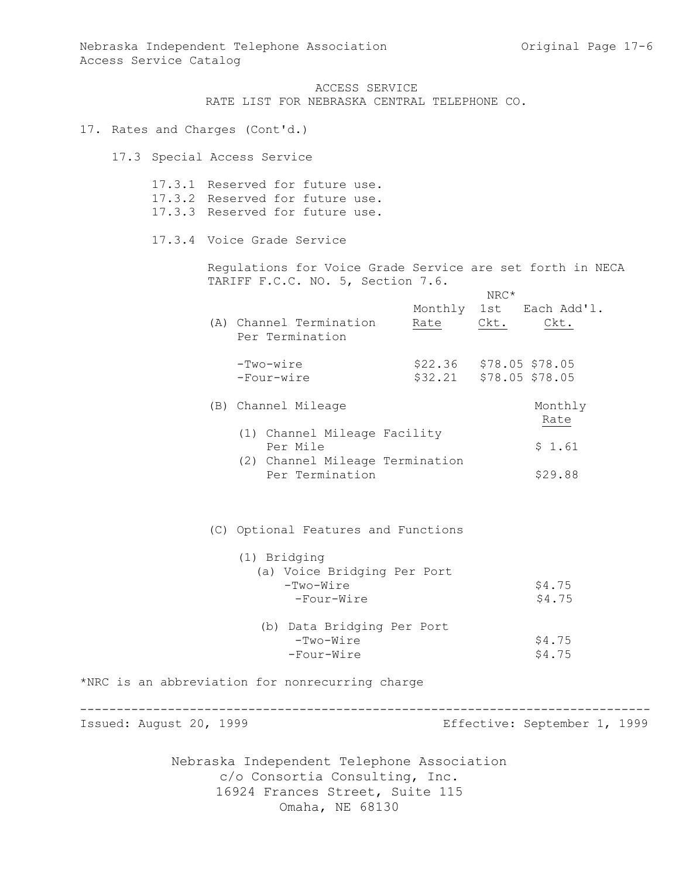ACCESS SERVICE
RATE LIST FOR NEBRASKA CENTRAL TELEPHONE CO.

17. Rates and Charges (Cont'd.)

17.3 Special Access Service

17.3.1 Reserved for future use.
17.3.2 Reserved for future use.
17.3.3 Reserved for future use.

17.3.4 Voice Grade Service

Regulations for Voice Grade Service are set forth in NECA TARIFF F.C.C. NO. 5, Section 7.6.

| | Monthly Rate | NRC* 1st Ckt. | NRC* Each Add'l. Ckt. |
|---|---|---|---|
| (A) Channel Termination Per Termination | | | |
| -Two-wire | $22.36 | $78.05 | $78.05 |
| -Four-wire | $32.21 | $78.05 | $78.05 |

| | Monthly Rate |
|---|---|
| (B) Channel Mileage | |
| (1) Channel Mileage Facility Per Mile | $ 1.61 |
| (2) Channel Mileage Termination Per Termination | $29.88 |

(C) Optional Features and Functions

| | |
|---|---|
| (1) Bridging | |
| (a) Voice Bridging Per Port | |
| -Two-Wire | $4.75 |
| -Four-Wire | $4.75 |
| (b) Data Bridging Per Port | |
| -Two-Wire | $4.75 |
| -Four-Wire | $4.75 |

*NRC is an abbreviation for nonrecurring charge

Issued: August 20, 1999 — Effective: September 1, 1999

Nebraska Independent Telephone Association
c/o Consortia Consulting, Inc.
16924 Frances Street, Suite 115
Omaha, NE 68130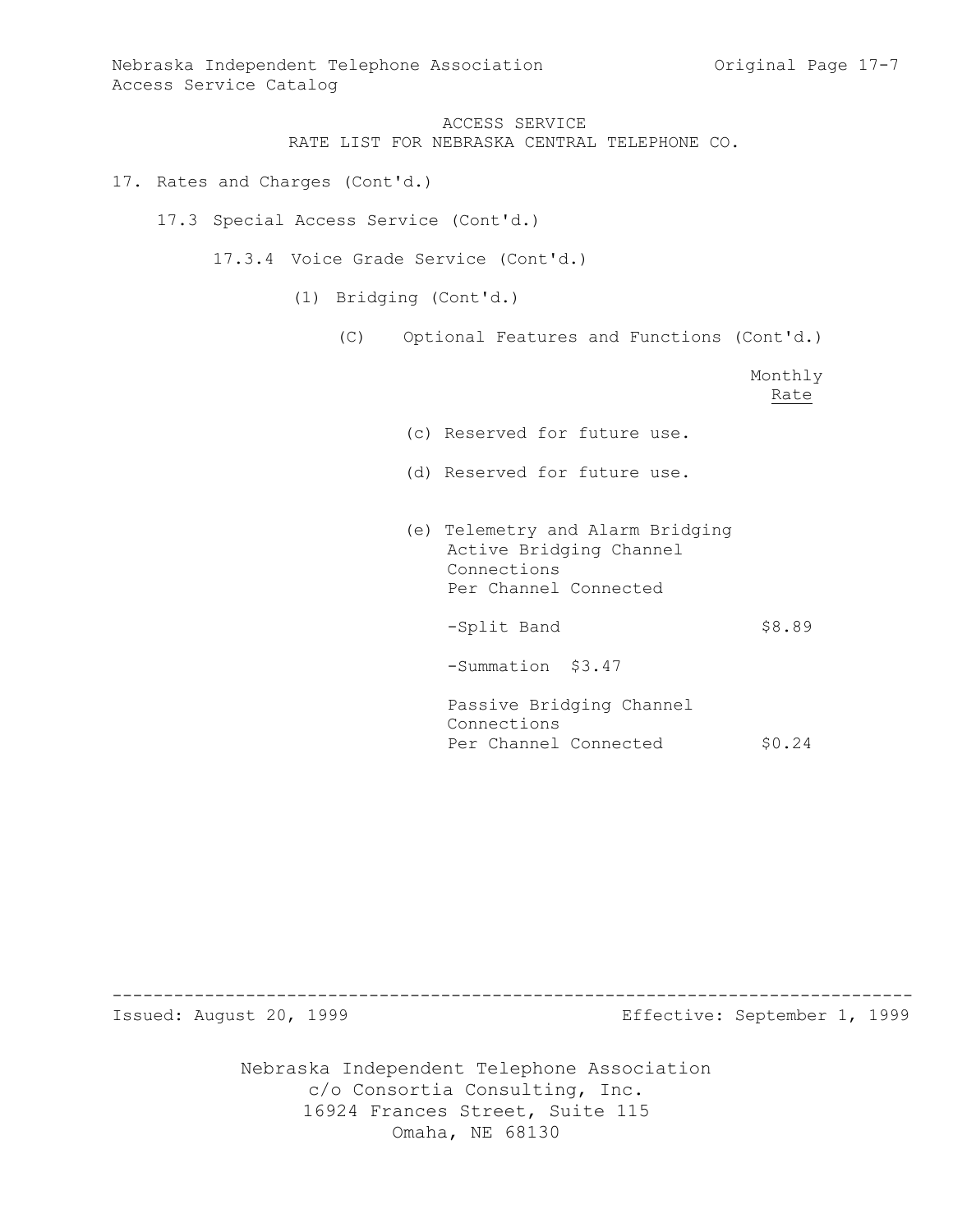ACCESS SERVICE
RATE LIST FOR NEBRASKA CENTRAL TELEPHONE CO.

17. Rates and Charges (Cont'd.)

17.3 Special Access Service (Cont'd.)

17.3.4 Voice Grade Service (Cont'd.)

(1) Bridging (Cont'd.)

(C) Optional Features and Functions (Cont'd.)

| | Monthly Rate |
|---|---|
| (c) Reserved for future use. | |
| (d) Reserved for future use. | |
| (e) Telemetry and Alarm Bridging Active Bridging Channel Connections Per Channel Connected | |
| -Split Band | $8.89 |
| -Summation $3.47 | |
| Passive Bridging Channel Connections Per Channel Connected | $0.24 |

Issued: August 20, 1999 Effective: September 1, 1999

Nebraska Independent Telephone Association
c/o Consortia Consulting, Inc.
16924 Frances Street, Suite 115
Omaha, NE 68130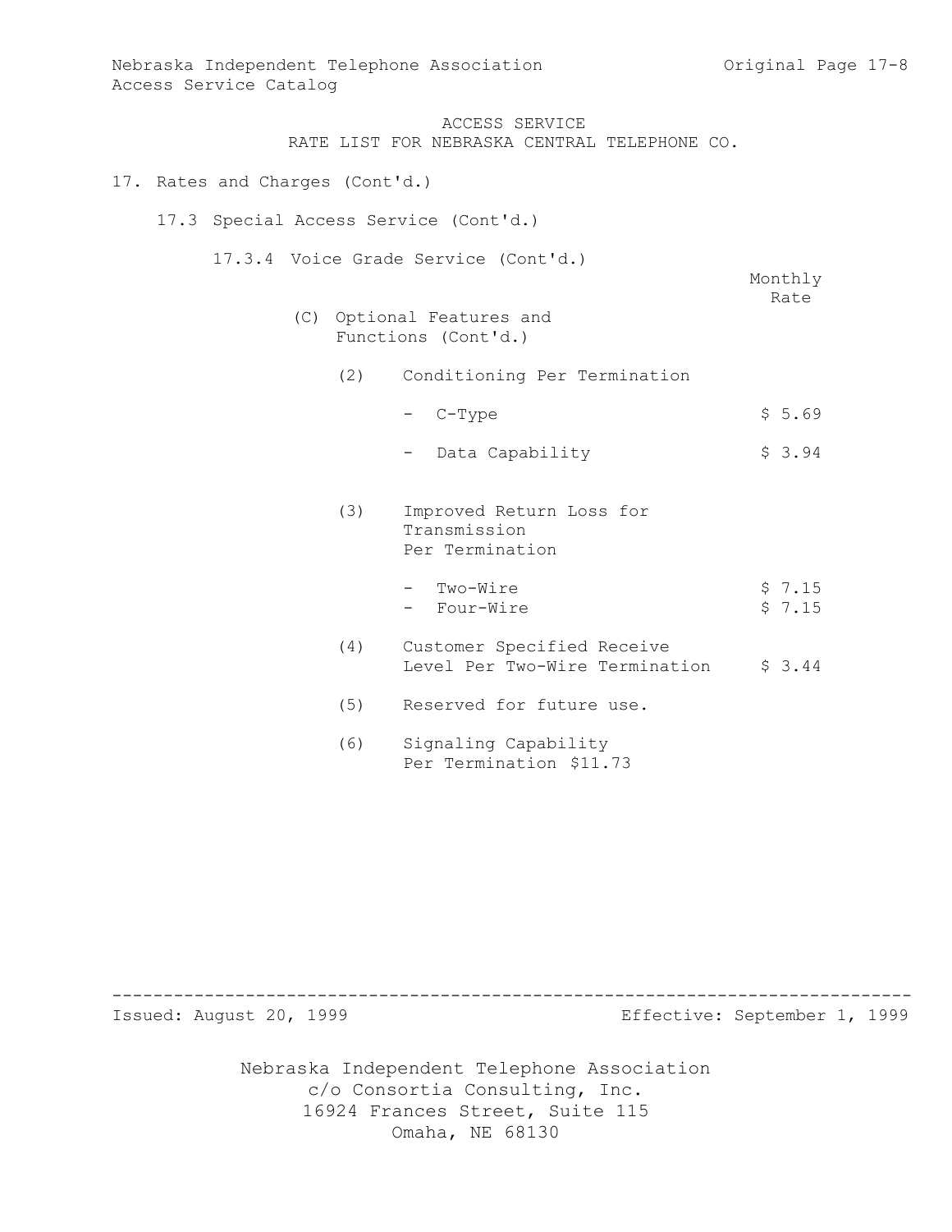ACCESS SERVICE
RATE LIST FOR NEBRASKA CENTRAL TELEPHONE CO.

17. Rates and Charges (Cont'd.)

17.3 Special Access Service (Cont'd.)

17.3.4 Voice Grade Service (Cont'd.)

| | Monthly Rate |
|---|---|
| (C) Optional Features and Functions (Cont'd.) | |
| (2) Conditioning Per Termination | |
| - C-Type | $ 5.69 |
| - Data Capability | $ 3.94 |
| (3) Improved Return Loss for Transmission Per Termination | |
| - Two-Wire | $ 7.15 |
| - Four-Wire | $ 7.15 |
| (4) Customer Specified Receive Level Per Two-Wire Termination | $ 3.44 |
| (5) Reserved for future use. | |
| (6) Signaling Capability Per Termination | $11.73 |

Issued: August 20, 1999 Effective: September 1, 1999

Nebraska Independent Telephone Association
c/o Consortia Consulting, Inc.
16924 Frances Street, Suite 115
Omaha, NE 68130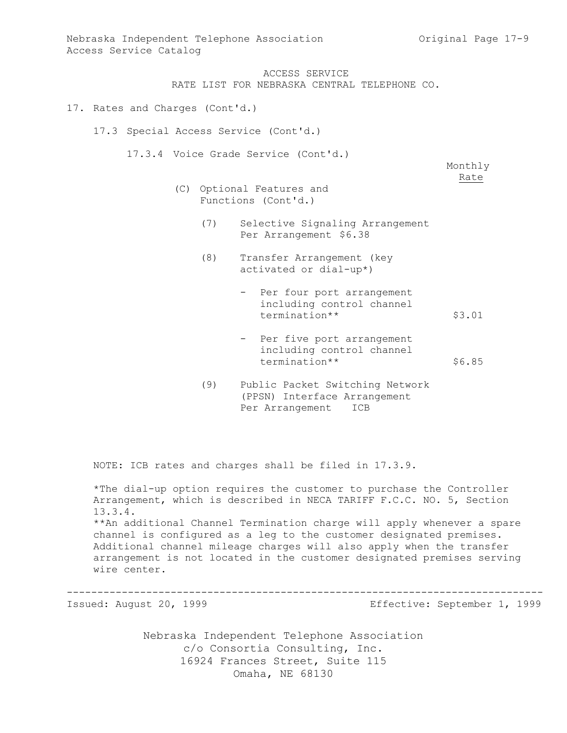ACCESS SERVICE
RATE LIST FOR NEBRASKA CENTRAL TELEPHONE CO.

17. Rates and Charges (Cont'd.)

17.3 Special Access Service (Cont'd.)

17.3.4 Voice Grade Service (Cont'd.)

| | Monthly Rate |
|---|---|
| (C) Optional Features and Functions (Cont'd.) | |
| (7) Selective Signaling Arrangement Per Arrangement $6.38 | |
| (8) Transfer Arrangement (key activated or dial-up*) | |
| - Per four port arrangement including control channel termination** | $3.01 |
| - Per five port arrangement including control channel termination** | $6.85 |
| (9) Public Packet Switching Network (PPSN) Interface Arrangement Per Arrangement ICB | |

NOTE: ICB rates and charges shall be filed in 17.3.9.

*The dial-up option requires the customer to purchase the Controller Arrangement, which is described in NECA TARIFF F.C.C. NO. 5, Section 13.3.4.

**An additional Channel Termination charge will apply whenever a spare channel is configured as a leg to the customer designated premises. Additional channel mileage charges will also apply when the transfer arrangement is not located in the customer designated premises serving wire center.

Issued: August 20, 1999 Effective: September 1, 1999

Nebraska Independent Telephone Association
c/o Consortia Consulting, Inc.
16924 Frances Street, Suite 115
Omaha, NE 68130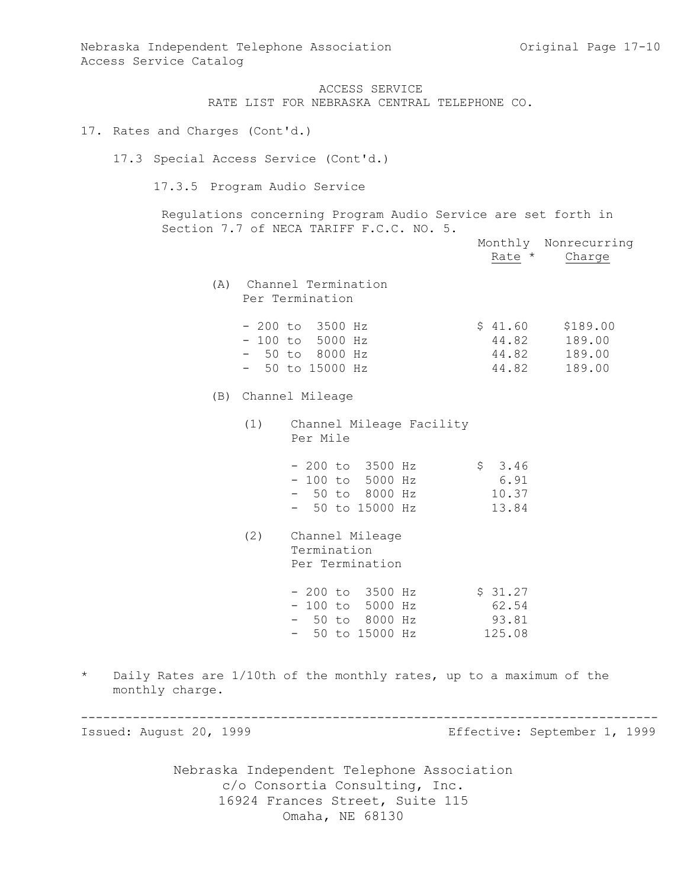ACCESS SERVICE
RATE LIST FOR NEBRASKA CENTRAL TELEPHONE CO.

17. Rates and Charges (Cont'd.)

17.3 Special Access Service (Cont'd.)

17.3.5 Program Audio Service

Regulations concerning Program Audio Service are set forth in Section 7.7 of NECA TARIFF F.C.C. NO. 5.

| | Monthly Rate * | Nonrecurring Charge |
|---|---|---|
| (A) Channel Termination Per Termination | | |
| - 200 to 3500 Hz | $ 41.60 | $189.00 |
| - 100 to 5000 Hz | 44.82 | 189.00 |
| - 50 to 8000 Hz | 44.82 | 189.00 |
| - 50 to 15000 Hz | 44.82 | 189.00 |
| (B) Channel Mileage | | |
| (1) Channel Mileage Facility Per Mile | | |
| - 200 to 3500 Hz | $ 3.46 | |
| - 100 to 5000 Hz | 6.91 | |
| - 50 to 8000 Hz | 10.37 | |
| - 50 to 15000 Hz | 13.84 | |
| (2) Channel Mileage Termination Per Termination | | |
| - 200 to 3500 Hz | $ 31.27 | |
| - 100 to 5000 Hz | 62.54 | |
| - 50 to 8000 Hz | 93.81 | |
| - 50 to 15000 Hz | 125.08 | |

* Daily Rates are 1/10th of the monthly rates, up to a maximum of the monthly charge.

Issued: August 20, 1999 Effective: September 1, 1999

Nebraska Independent Telephone Association
c/o Consortia Consulting, Inc.
16924 Frances Street, Suite 115
Omaha, NE 68130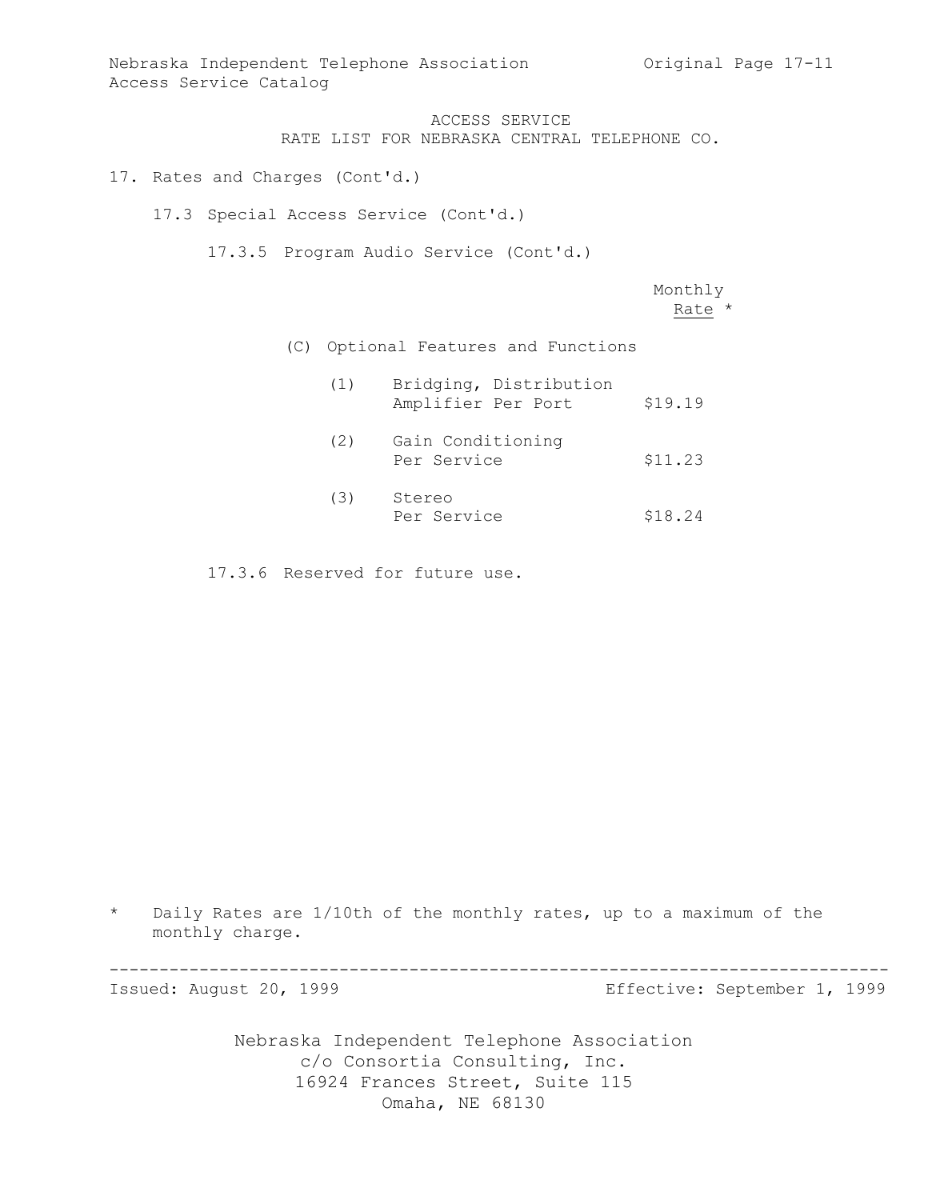ACCESS SERVICE
RATE LIST FOR NEBRASKA CENTRAL TELEPHONE CO.

17. Rates and Charges (Cont'd.)

17.3 Special Access Service (Cont'd.)

17.3.5 Program Audio Service (Cont'd.)

| | Monthly Rate * |
|---|---|
| (C) Optional Features and Functions | |
| (1) Bridging, Distribution Amplifier Per Port | $19.19 |
| (2) Gain Conditioning Per Service | $11.23 |
| (3) Stereo Per Service | $18.24 |

17.3.6 Reserved for future use.

\* Daily Rates are 1/10th of the monthly rates, up to a maximum of the monthly charge.

Issued: August 20, 1999 Effective: September 1, 1999

Nebraska Independent Telephone Association
c/o Consortia Consulting, Inc.
16924 Frances Street, Suite 115
Omaha, NE 68130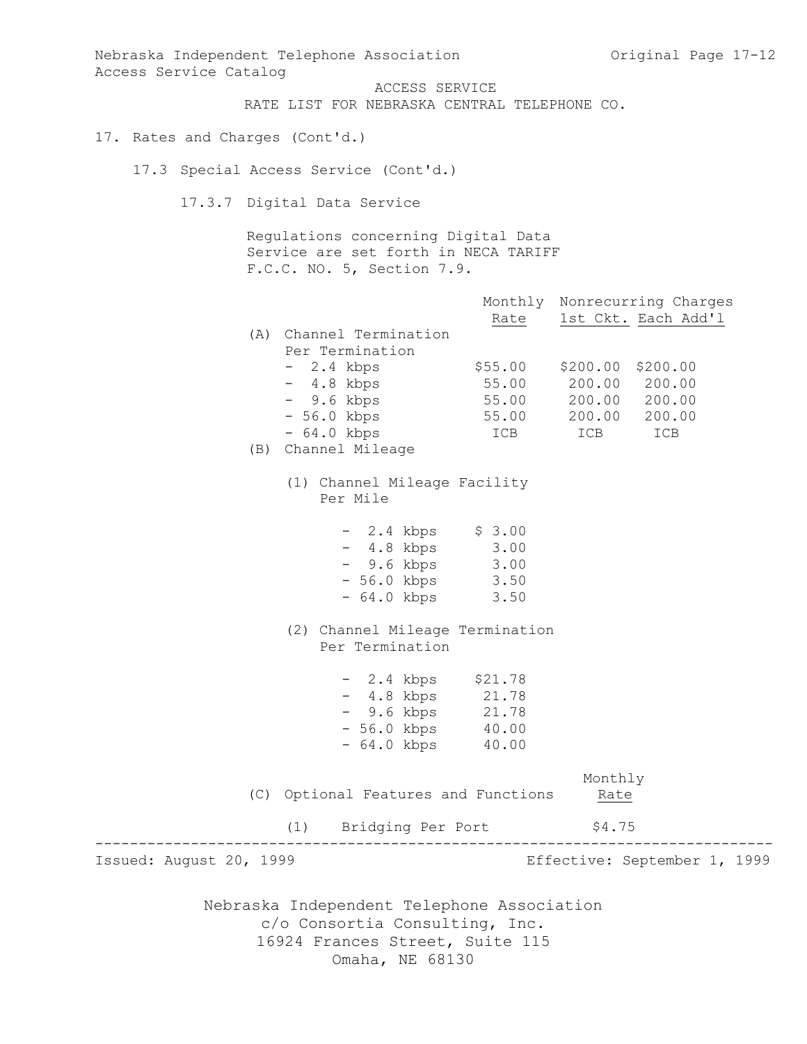ACCESS SERVICE
RATE LIST FOR NEBRASKA CENTRAL TELEPHONE CO.

17. Rates and Charges (Cont'd.)

17.3 Special Access Service (Cont'd.)

17.3.7 Digital Data Service

Regulations concerning Digital Data Service are set forth in NECA TARIFF F.C.C. NO. 5, Section 7.9.

| | Monthly Rate | Nonrecurring Charges 1st Ckt. | Each Add'l |
|---|---|---|---|
| (A) Channel Termination Per Termination | | | |
| - 2.4 kbps | $55.00 | $200.00 | $200.00 |
| - 4.8 kbps | 55.00 | 200.00 | 200.00 |
| - 9.6 kbps | 55.00 | 200.00 | 200.00 |
| - 56.0 kbps | 55.00 | 200.00 | 200.00 |
| - 64.0 kbps | ICB | ICB | ICB |
| (B) Channel Mileage | | | |
| (1) Channel Mileage Facility Per Mile | | | |
| - 2.4 kbps | $ 3.00 | | |
| - 4.8 kbps | 3.00 | | |
| - 9.6 kbps | 3.00 | | |
| - 56.0 kbps | 3.50 | | |
| - 64.0 kbps | 3.50 | | |
| (2) Channel Mileage Termination Per Termination | | | |
| - 2.4 kbps | $21.78 | | |
| - 4.8 kbps | 21.78 | | |
| - 9.6 kbps | 21.78 | | |
| - 56.0 kbps | 40.00 | | |
| - 64.0 kbps | 40.00 | | |

| (C) Optional Features and Functions | Monthly Rate |
|---|---|
| (1) Bridging Per Port | $4.75 |

Issued: August 20, 1999 Effective: September 1, 1999

Nebraska Independent Telephone Association
c/o Consortia Consulting, Inc.
16924 Frances Street, Suite 115
Omaha, NE 68130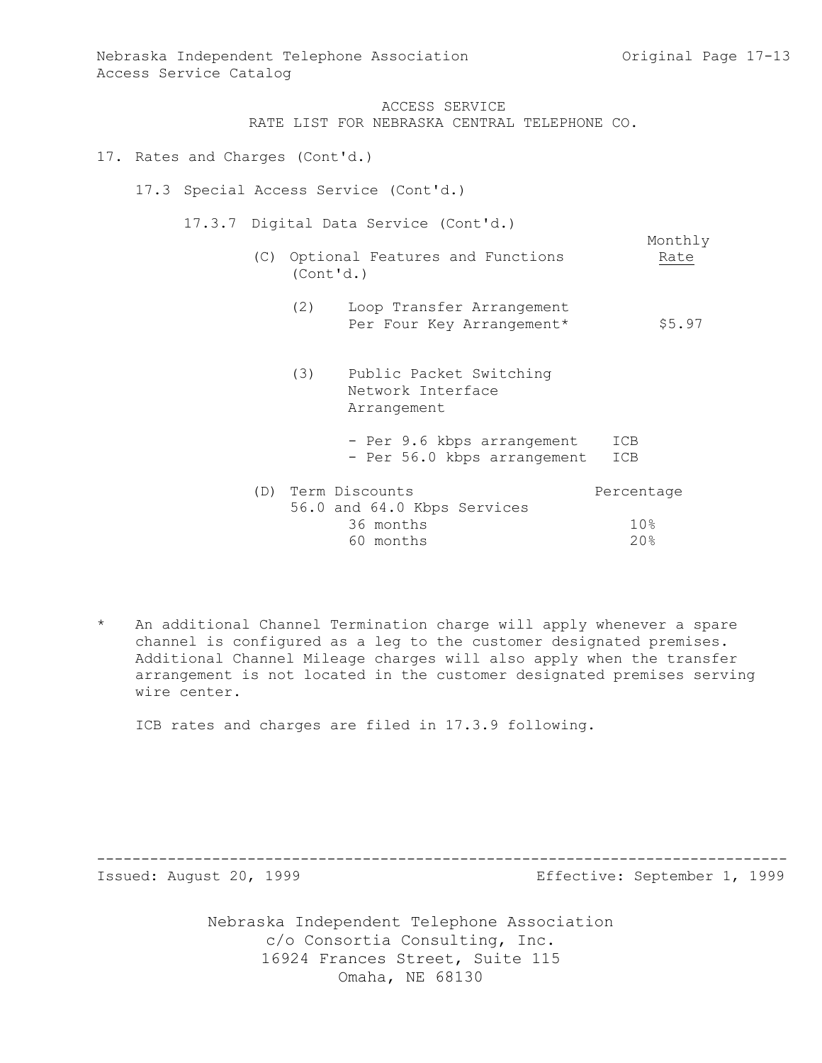ACCESS SERVICE
RATE LIST FOR NEBRASKA CENTRAL TELEPHONE CO.

17. Rates and Charges (Cont'd.)

17.3 Special Access Service (Cont'd.)

17.3.7 Digital Data Service (Cont'd.)

(C) Optional Features and Functions (Cont'd.)

| | Monthly Rate |
|---|---|
| (2) Loop Transfer Arrangement Per Four Key Arrangement* | $5.97 |
| (3) Public Packet Switching Network Interface Arrangement | |
| - Per 9.6 kbps arrangement | ICB |
| - Per 56.0 kbps arrangement | ICB |

(D) Term Discounts

| 56.0 and 64.0 Kbps Services | Percentage |
|---|---|
| 36 months | 10% |
| 60 months | 20% |

\* An additional Channel Termination charge will apply whenever a spare channel is configured as a leg to the customer designated premises. Additional Channel Mileage charges will also apply when the transfer arrangement is not located in the customer designated premises serving wire center.

ICB rates and charges are filed in 17.3.9 following.

Issued: August 20, 1999 Effective: September 1, 1999

Nebraska Independent Telephone Association
c/o Consortia Consulting, Inc.
16924 Frances Street, Suite 115
Omaha, NE 68130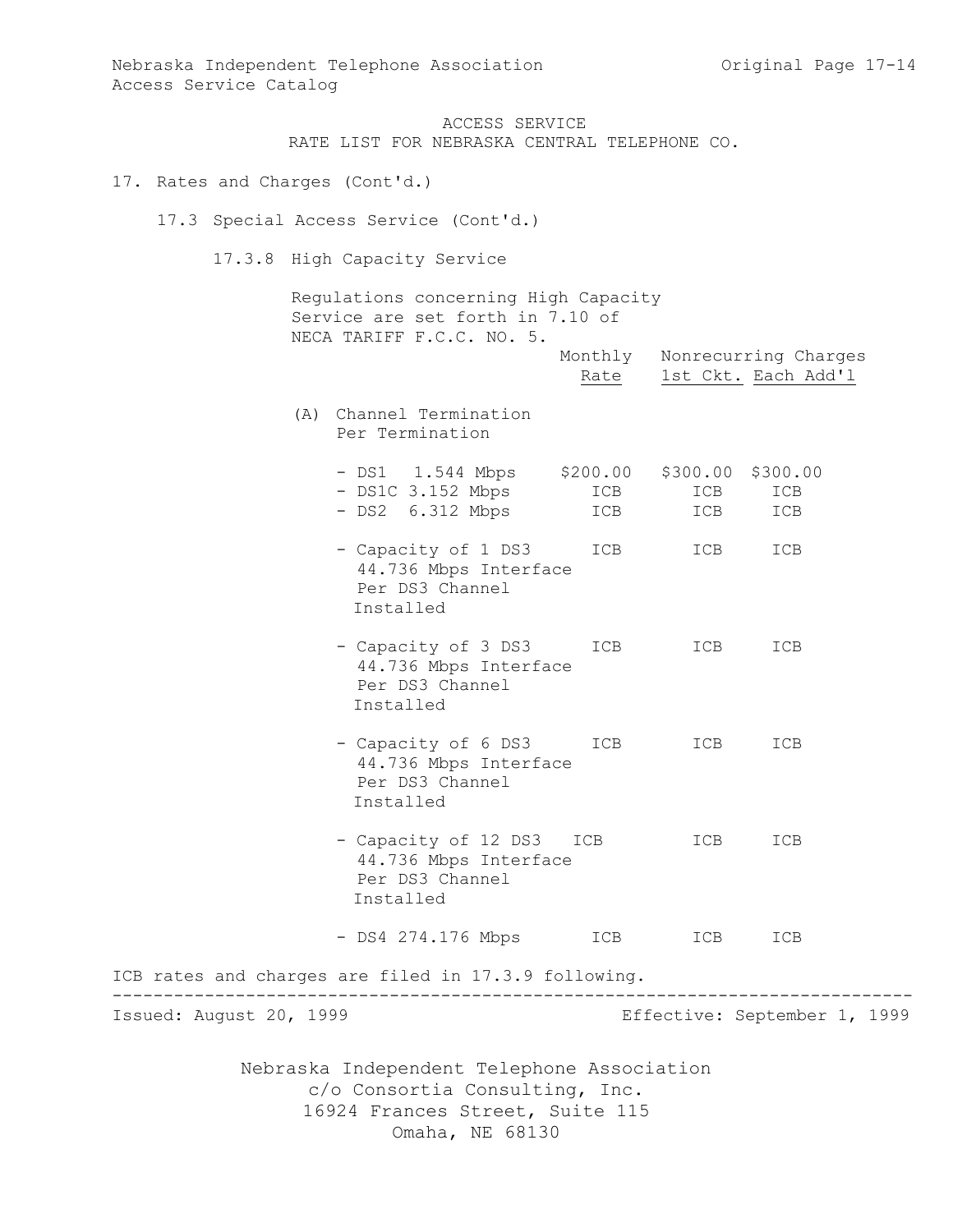# ACCESS SERVICE
## RATE LIST FOR NEBRASKA CENTRAL TELEPHONE CO.

17. Rates and Charges (Cont'd.)

17.3 Special Access Service (Cont'd.)

17.3.8 High Capacity Service

Regulations concerning High Capacity Service are set forth in 7.10 of NECA TARIFF F.C.C. NO. 5.

| | Monthly Rate | Nonrecurring Charges 1st Ckt. | Each Add'l |
|---|---|---|---|
| (A) Channel Termination Per Termination | | | |
| - DS1 1.544 Mbps | $200.00 | $300.00 | $300.00 |
| - DS1C 3.152 Mbps | ICB | ICB | ICB |
| - DS2 6.312 Mbps | ICB | ICB | ICB |
| - Capacity of 1 DS3 44.736 Mbps Interface Per DS3 Channel Installed | ICB | ICB | ICB |
| - Capacity of 3 DS3 44.736 Mbps Interface Per DS3 Channel Installed | ICB | ICB | ICB |
| - Capacity of 6 DS3 44.736 Mbps Interface Per DS3 Channel Installed | ICB | ICB | ICB |
| - Capacity of 12 DS3 44.736 Mbps Interface Per DS3 Channel Installed | ICB | ICB | ICB |
| - DS4 274.176 Mbps | ICB | ICB | ICB |

ICB rates and charges are filed in 17.3.9 following.

Issued: August 20, 1999 Effective: September 1, 1999

Nebraska Independent Telephone Association
c/o Consortia Consulting, Inc.
16924 Frances Street, Suite 115
Omaha, NE 68130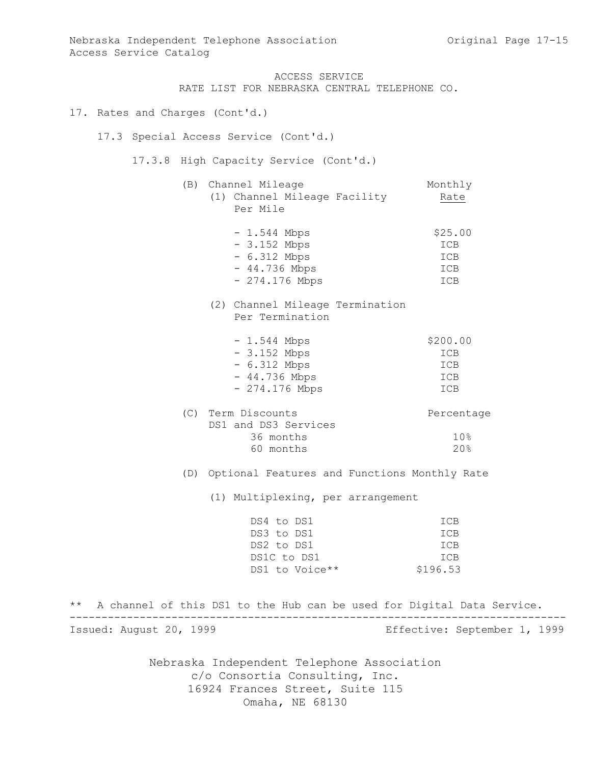ACCESS SERVICE
RATE LIST FOR NEBRASKA CENTRAL TELEPHONE CO.

17. Rates and Charges (Cont'd.)

17.3 Special Access Service (Cont'd.)

17.3.8 High Capacity Service (Cont'd.)

(B) Channel Mileage

(1) Channel Mileage Facility Per Mile

| | Monthly Rate |
|---|---|
| - 1.544 Mbps | $25.00 |
| - 3.152 Mbps | ICB |
| - 6.312 Mbps | ICB |
| - 44.736 Mbps | ICB |
| - 274.176 Mbps | ICB |

(2) Channel Mileage Termination Per Termination

| | Monthly Rate |
|---|---|
| - 1.544 Mbps | $200.00 |
| - 3.152 Mbps | ICB |
| - 6.312 Mbps | ICB |
| - 44.736 Mbps | ICB |
| - 274.176 Mbps | ICB |

(C) Term Discounts

| DS1 and DS3 Services | Percentage |
|---|---|
| 36 months | 10% |
| 60 months | 20% |

(D) Optional Features and Functions

(1) Multiplexing, per arrangement

| | Monthly Rate |
|---|---|
| DS4 to DS1 | ICB |
| DS3 to DS1 | ICB |
| DS2 to DS1 | ICB |
| DS1C to DS1 | ICB |
| DS1 to Voice** | $196.53 |

** A channel of this DS1 to the Hub can be used for Digital Data Service.

Issued: August 20, 1999 Effective: September 1, 1999

Nebraska Independent Telephone Association
c/o Consortia Consulting, Inc.
16924 Frances Street, Suite 115
Omaha, NE 68130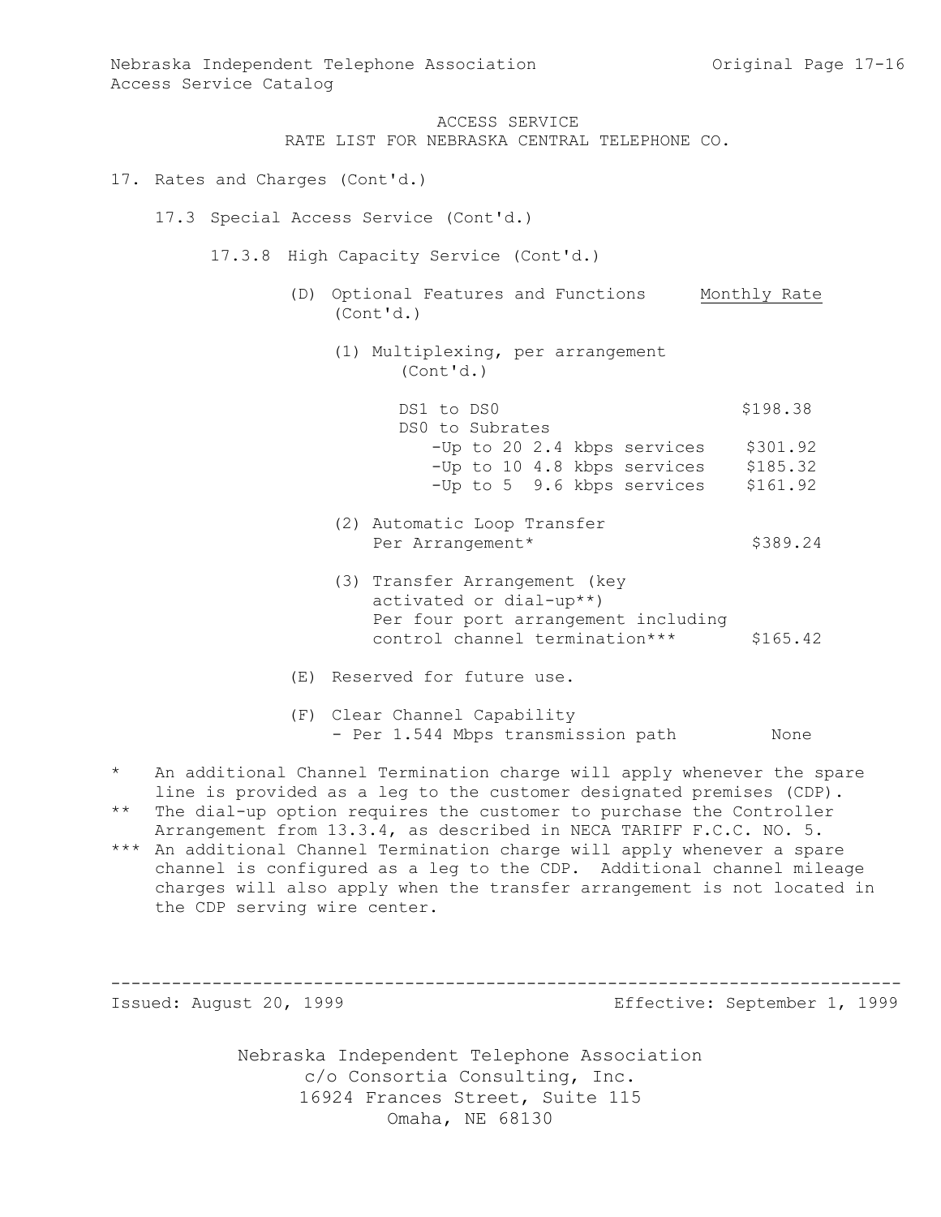ACCESS SERVICE
RATE LIST FOR NEBRASKA CENTRAL TELEPHONE CO.

17. Rates and Charges (Cont'd.)

17.3 Special Access Service (Cont'd.)

17.3.8 High Capacity Service (Cont'd.)

| (D) Optional Features and Functions (Cont'd.) | Monthly Rate |
|---|---|
| (1) Multiplexing, per arrangement (Cont'd.) | |
| DS1 to DS0 | $198.38 |
| DS0 to Subrates | |
| -Up to 20 2.4 kbps services | $301.92 |
| -Up to 10 4.8 kbps services | $185.32 |
| -Up to 5 9.6 kbps services | $161.92 |
| (2) Automatic Loop Transfer Per Arrangement* | $389.24 |
| (3) Transfer Arrangement (key activated or dial-up**) Per four port arrangement including control channel termination*** | $165.42 |

(E) Reserved for future use.

| (F) Clear Channel Capability | |
|---|---|
| - Per 1.544 Mbps transmission path | None |

\* An additional Channel Termination charge will apply whenever the spare line is provided as a leg to the customer designated premises (CDP).

\*\* The dial-up option requires the customer to purchase the Controller Arrangement from 13.3.4, as described in NECA TARIFF F.C.C. NO. 5.

\*\*\* An additional Channel Termination charge will apply whenever a spare channel is configured as a leg to the CDP. Additional channel mileage charges will also apply when the transfer arrangement is not located in the CDP serving wire center.

Issued: August 20, 1999 Effective: September 1, 1999

Nebraska Independent Telephone Association
c/o Consortia Consulting, Inc.
16924 Frances Street, Suite 115
Omaha, NE 68130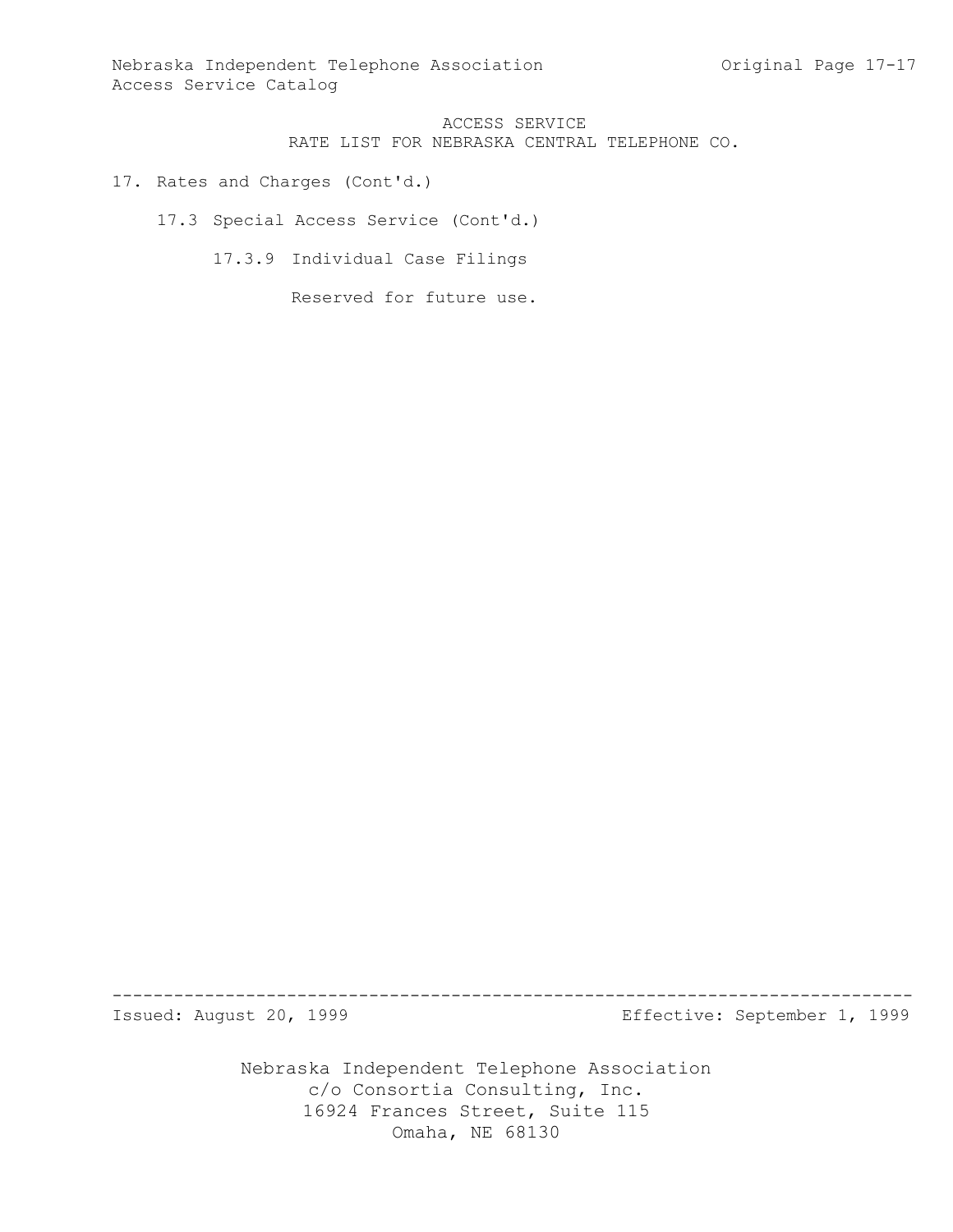ACCESS SERVICE
RATE LIST FOR NEBRASKA CENTRAL TELEPHONE CO.

17. Rates and Charges (Cont'd.)

17.3 Special Access Service (Cont'd.)

17.3.9 Individual Case Filings

Reserved for future use.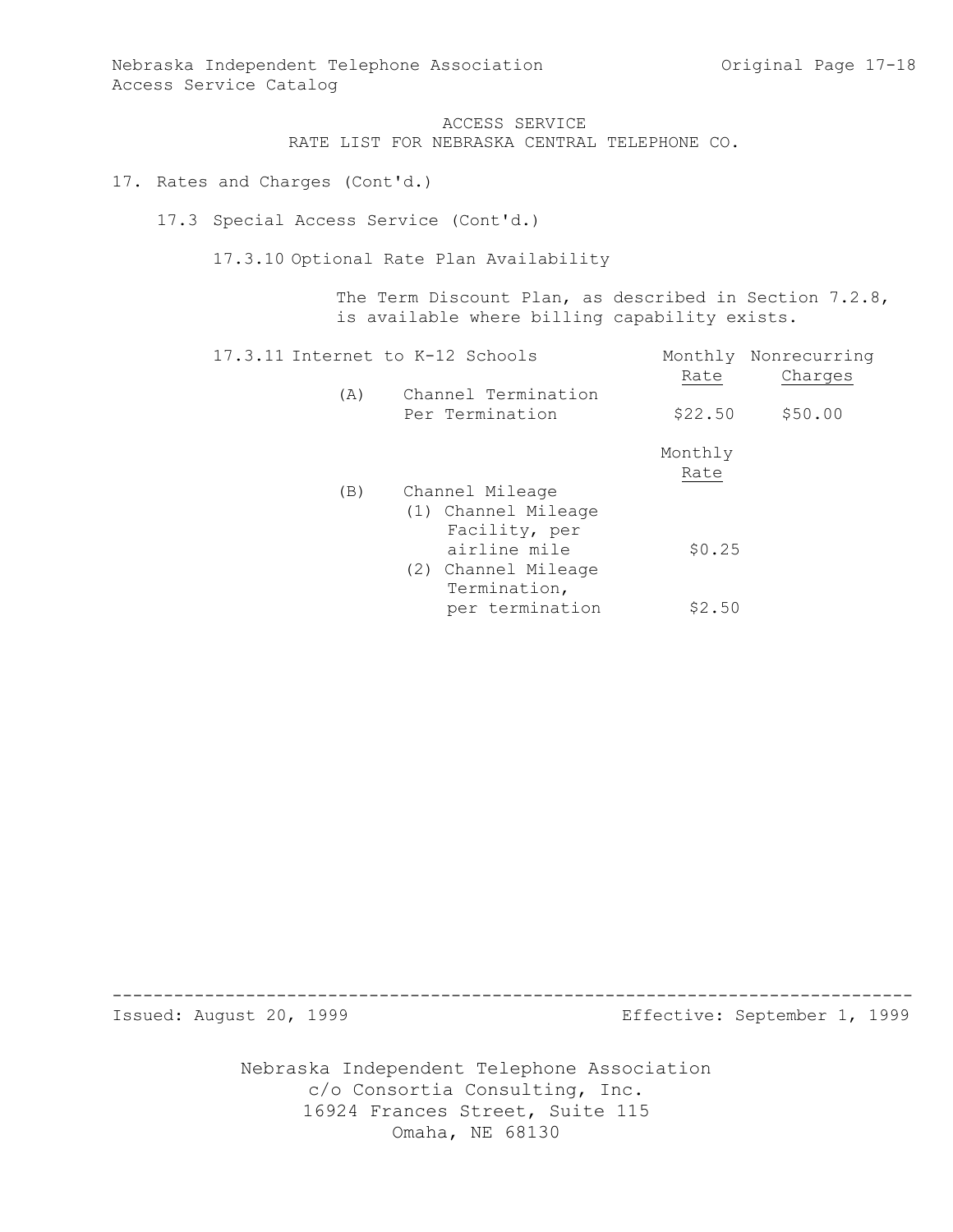ACCESS SERVICE
RATE LIST FOR NEBRASKA CENTRAL TELEPHONE CO.

17. Rates and Charges (Cont'd.)

17.3 Special Access Service (Cont'd.)

17.3.10 Optional Rate Plan Availability

The Term Discount Plan, as described in Section 7.2.8, is available where billing capability exists.

17.3.11 Internet to K-12 Schools

| | Monthly Rate | Nonrecurring Charges |
|---|---|---|
| (A) Channel Termination Per Termination | $22.50 | $50.00 |

| | Monthly Rate |
|---|---|
| (B) Channel Mileage | |
| (1) Channel Mileage Facility, per airline mile | $0.25 |
| (2) Channel Mileage Termination, per termination | $2.50 |

Issued: August 20, 1999

Effective: September 1, 1999

Nebraska Independent Telephone Association
c/o Consortia Consulting, Inc.
16924 Frances Street, Suite 115
Omaha, NE 68130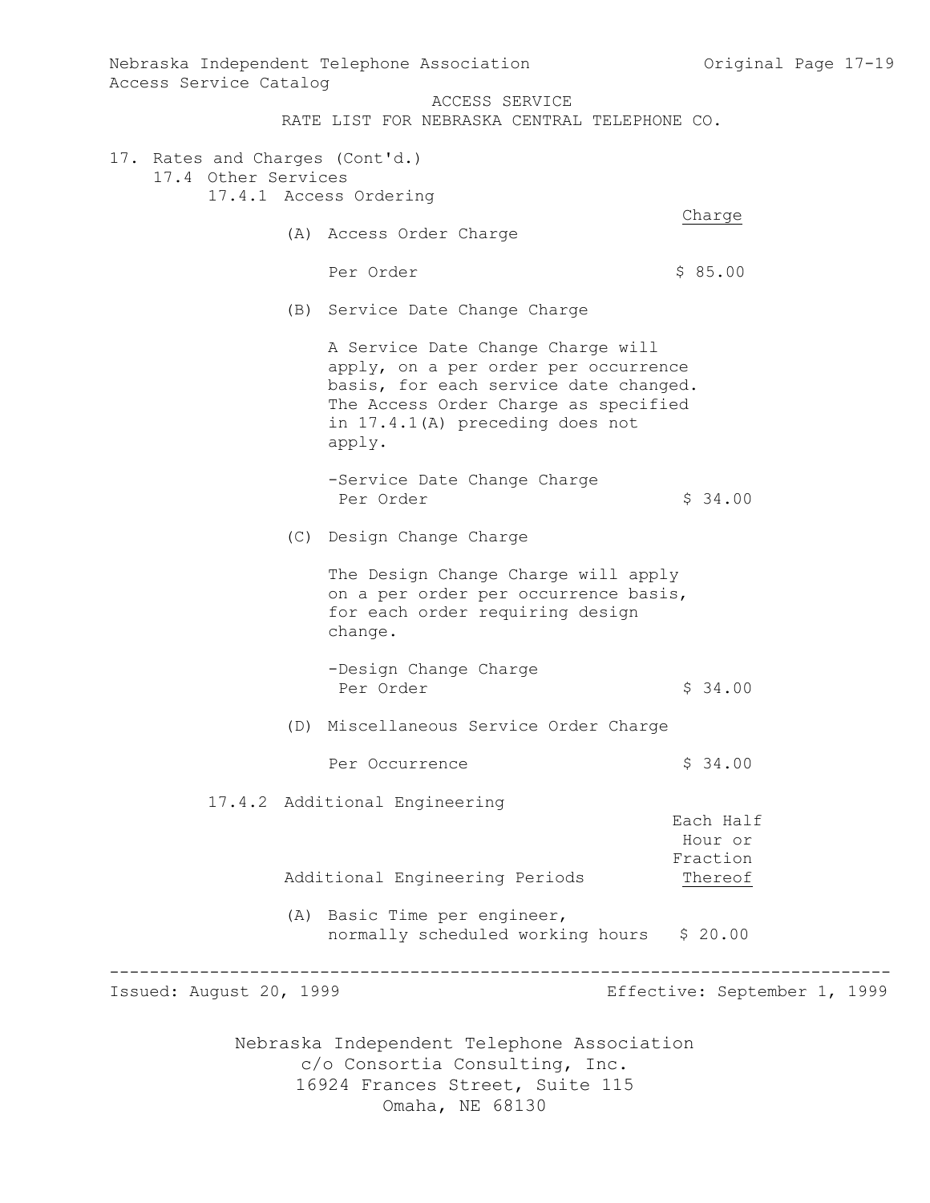ACCESS SERVICE
RATE LIST FOR NEBRASKA CENTRAL TELEPHONE CO.

17. Rates and Charges (Cont'd.)

17.4 Other Services

17.4.1 Access Ordering

| | Charge |
|---|---|
| (A) Access Order Charge | |
| Per Order | $ 85.00 |

(B) Service Date Change Charge

A Service Date Change Charge will apply, on a per order per occurrence basis, for each service date changed. The Access Order Charge as specified in 17.4.1(A) preceding does not apply.

| | |
|---|---|
| -Service Date Change Charge Per Order | $ 34.00 |

(C) Design Change Charge

The Design Change Charge will apply on a per order per occurrence basis, for each order requiring design change.

| | |
|---|---|
| -Design Change Charge Per Order | $ 34.00 |

(D) Miscellaneous Service Order Charge

| | |
|---|---|
| Per Occurrence | $ 34.00 |

17.4.2 Additional Engineering

| Additional Engineering Periods | Each Half Hour or Fraction Thereof |
|---|---|
| (A) Basic Time per engineer, normally scheduled working hours | $ 20.00 |

Issued: August 20, 1999 Effective: September 1, 1999

Nebraska Independent Telephone Association
c/o Consortia Consulting, Inc.
16924 Frances Street, Suite 115
Omaha, NE 68130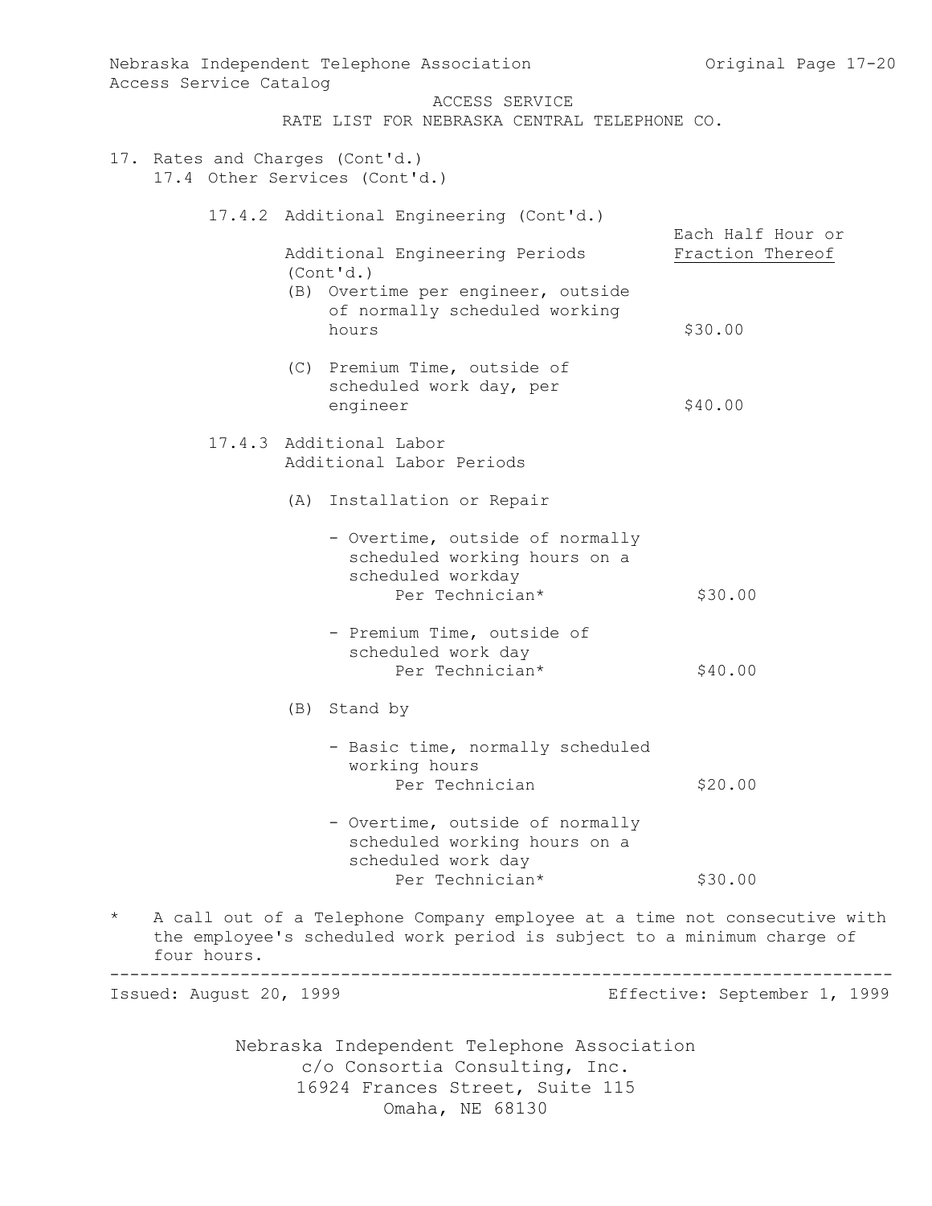ACCESS SERVICE
RATE LIST FOR NEBRASKA CENTRAL TELEPHONE CO.

17. Rates and Charges (Cont'd.)

17.4 Other Services (Cont'd.)

17.4.2 Additional Engineering (Cont'd.)

| Additional Engineering Periods (Cont'd.) | Each Half Hour or Fraction Thereof |
|---|---|
| (B) Overtime per engineer, outside of normally scheduled working hours | $30.00 |
| (C) Premium Time, outside of scheduled work day, per engineer | $40.00 |

17.4.3 Additional Labor

Additional Labor Periods

| | |
|---|---|
| (A) Installation or Repair | |
| - Overtime, outside of normally scheduled working hours on a scheduled workday Per Technician* | $30.00 |
| - Premium Time, outside of scheduled work day Per Technician* | $40.00 |
| (B) Stand by | |
| - Basic time, normally scheduled working hours Per Technician | $20.00 |
| - Overtime, outside of normally scheduled working hours on a scheduled work day Per Technician* | $30.00 |

\* A call out of a Telephone Company employee at a time not consecutive with the employee's scheduled work period is subject to a minimum charge of four hours.

Issued: August 20, 1999 Effective: September 1, 1999

Nebraska Independent Telephone Association
c/o Consortia Consulting, Inc.
16924 Frances Street, Suite 115
Omaha, NE 68130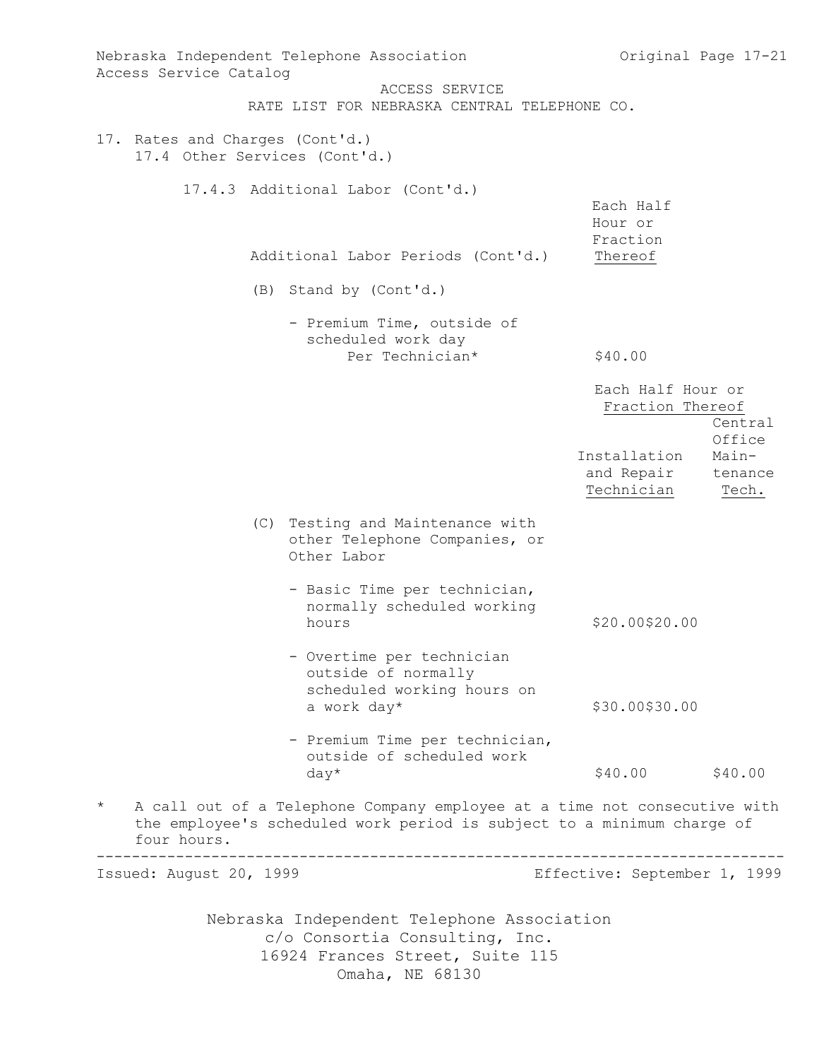ACCESS SERVICE
RATE LIST FOR NEBRASKA CENTRAL TELEPHONE CO.

17. Rates and Charges (Cont'd.)

17.4 Other Services (Cont'd.)

17.4.3 Additional Labor (Cont'd.)

| Additional Labor Periods (Cont'd.) | Each Half Hour or Fraction Thereof |
|---|---|
| (B) Stand by (Cont'd.) | |
| - Premium Time, outside of scheduled work day Per Technician* | $40.00 |

| | Each Half Hour or Fraction Thereof | |
|---|---|---|
| | Installation and Repair Technician | Central Office Maintenance Tech. |
| (C) Testing and Maintenance with other Telephone Companies, or Other Labor | | |
| - Basic Time per technician, normally scheduled working hours | $20.00 | $20.00 |
| - Overtime per technician outside of normally scheduled working hours on a work day* | $30.00 | $30.00 |
| - Premium Time per technician, outside of scheduled work day* | $40.00 | $40.00 |

\* A call out of a Telephone Company employee at a time not consecutive with the employee's scheduled work period is subject to a minimum charge of four hours.

Issued: August 20, 1999 Effective: September 1, 1999

Nebraska Independent Telephone Association
c/o Consortia Consulting, Inc.
16924 Frances Street, Suite 115
Omaha, NE 68130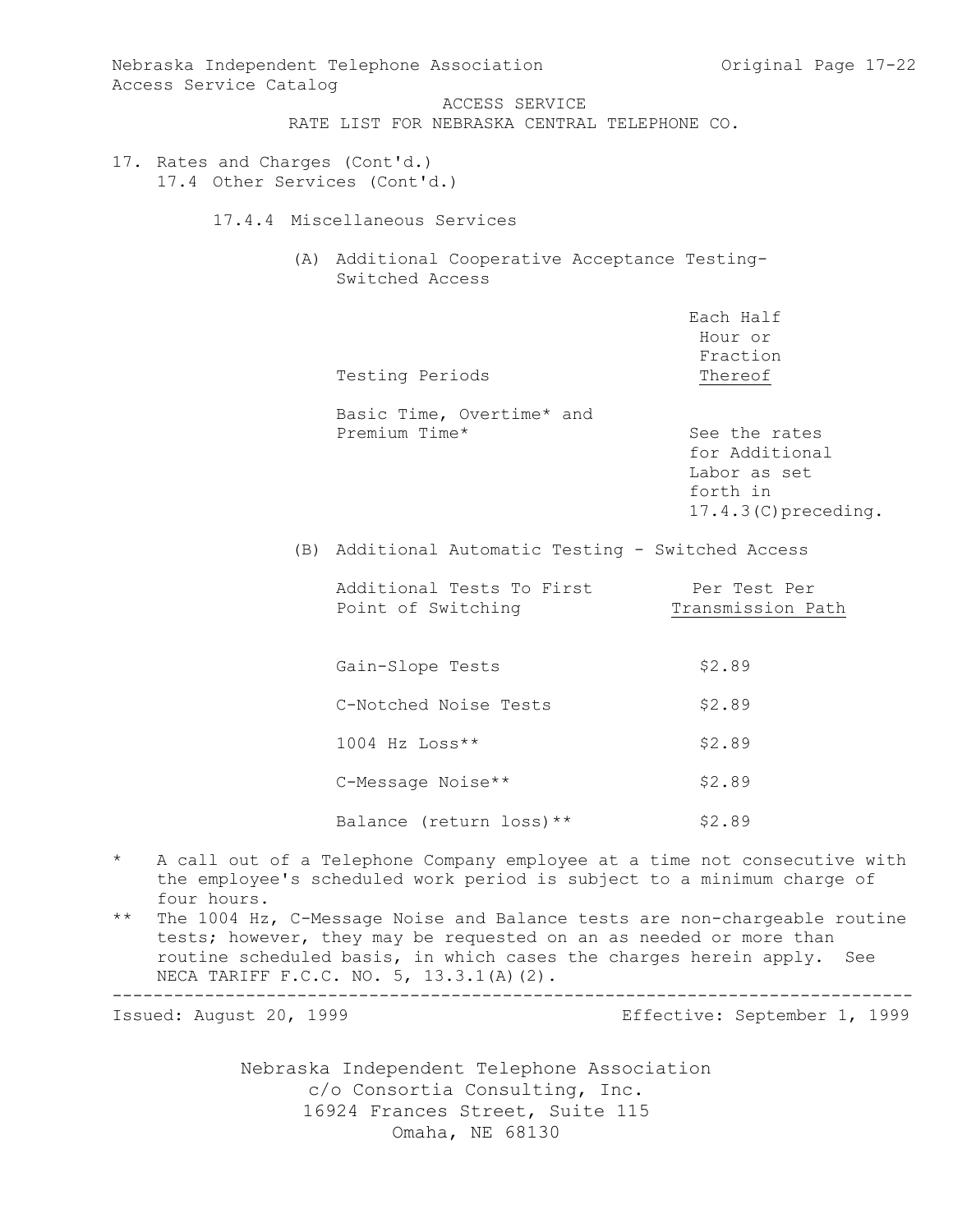ACCESS SERVICE
RATE LIST FOR NEBRASKA CENTRAL TELEPHONE CO.

17. Rates and Charges (Cont'd.)
    17.4 Other Services (Cont'd.)

17.4.4 Miscellaneous Services

(A) Additional Cooperative Acceptance Testing- Switched Access

| Testing Periods | Each Half Hour or Fraction Thereof |
|---|---|
| Basic Time, Overtime* and Premium Time* | See the rates for Additional Labor as set forth in 17.4.3(C)preceding. |

(B) Additional Automatic Testing - Switched Access

| Additional Tests To First Point of Switching | Per Test Per Transmission Path |
|---|---|
| Gain-Slope Tests | $2.89 |
| C-Notched Noise Tests | $2.89 |
| 1004 Hz Loss** | $2.89 |
| C-Message Noise** | $2.89 |
| Balance (return loss)** | $2.89 |

\* A call out of a Telephone Company employee at a time not consecutive with the employee's scheduled work period is subject to a minimum charge of four hours.

\*\* The 1004 Hz, C-Message Noise and Balance tests are non-chargeable routine tests; however, they may be requested on an as needed or more than routine scheduled basis, in which cases the charges herein apply. See NECA TARIFF F.C.C. NO. 5, 13.3.1(A)(2).

Issued: August 20, 1999 Effective: September 1, 1999

Nebraska Independent Telephone Association
c/o Consortia Consulting, Inc.
16924 Frances Street, Suite 115
Omaha, NE 68130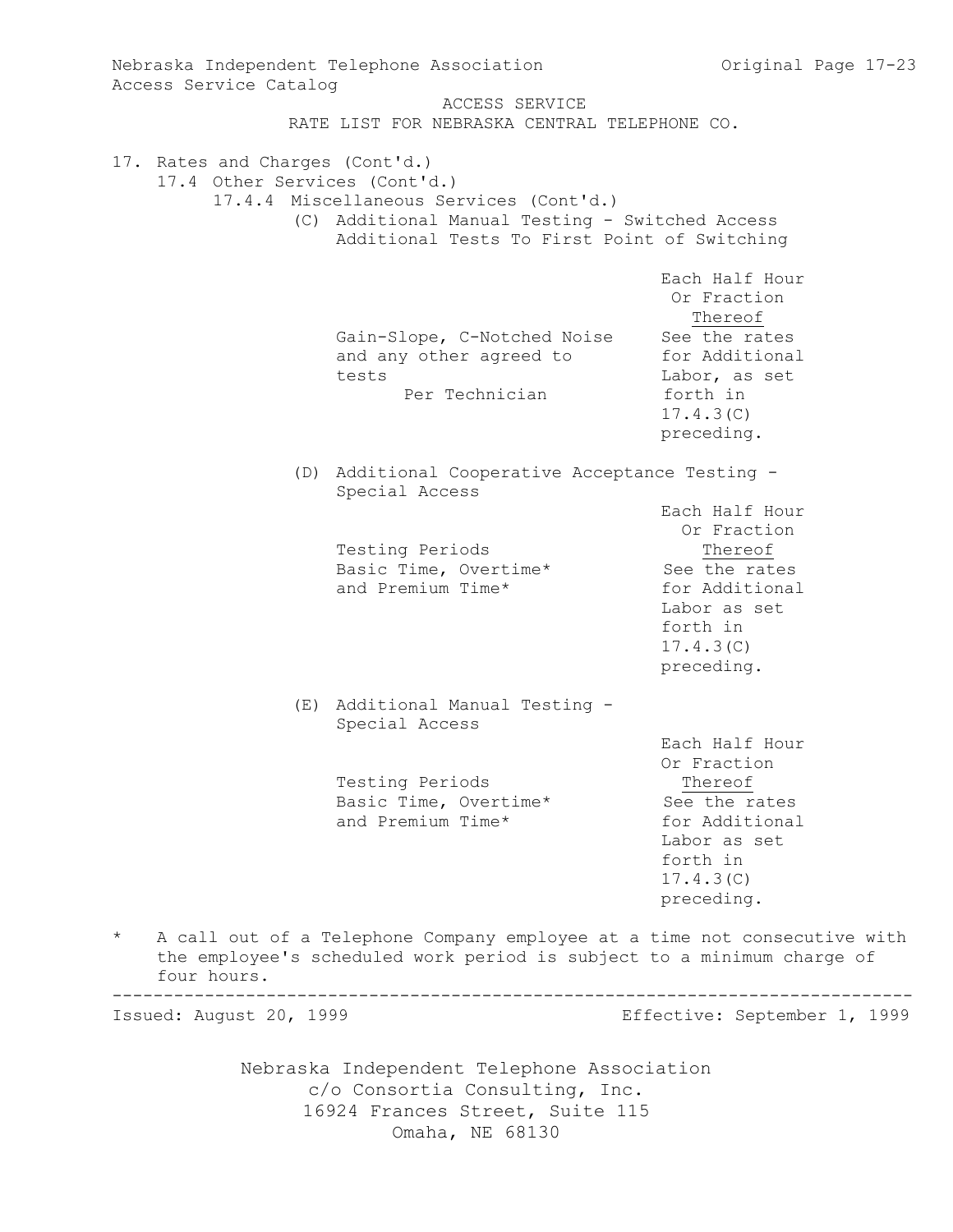ACCESS SERVICE
RATE LIST FOR NEBRASKA CENTRAL TELEPHONE CO.

17. Rates and Charges (Cont'd.)

17.4 Other Services (Cont'd.)

17.4.4 Miscellaneous Services (Cont'd.)

(C) Additional Manual Testing - Switched Access
Additional Tests To First Point of Switching

| | Each Half Hour Or Fraction Thereof |
|---|---|
| Gain-Slope, C-Notched Noise and any other agreed to tests Per Technician | See the rates for Additional Labor, as set forth in 17.4.3(C) preceding. |

(D) Additional Cooperative Acceptance Testing - Special Access

| Testing Periods | Each Half Hour Or Fraction Thereof |
|---|---|
| Basic Time, Overtime* and Premium Time* | See the rates for Additional Labor as set forth in 17.4.3(C) preceding. |

(E) Additional Manual Testing - Special Access

| Testing Periods | Each Half Hour Or Fraction Thereof |
|---|---|
| Basic Time, Overtime* and Premium Time* | See the rates for Additional Labor as set forth in 17.4.3(C) preceding. |

\* A call out of a Telephone Company employee at a time not consecutive with the employee's scheduled work period is subject to a minimum charge of four hours.

Issued: August 20, 1999 Effective: September 1, 1999

Nebraska Independent Telephone Association
c/o Consortia Consulting, Inc.
16924 Frances Street, Suite 115
Omaha, NE 68130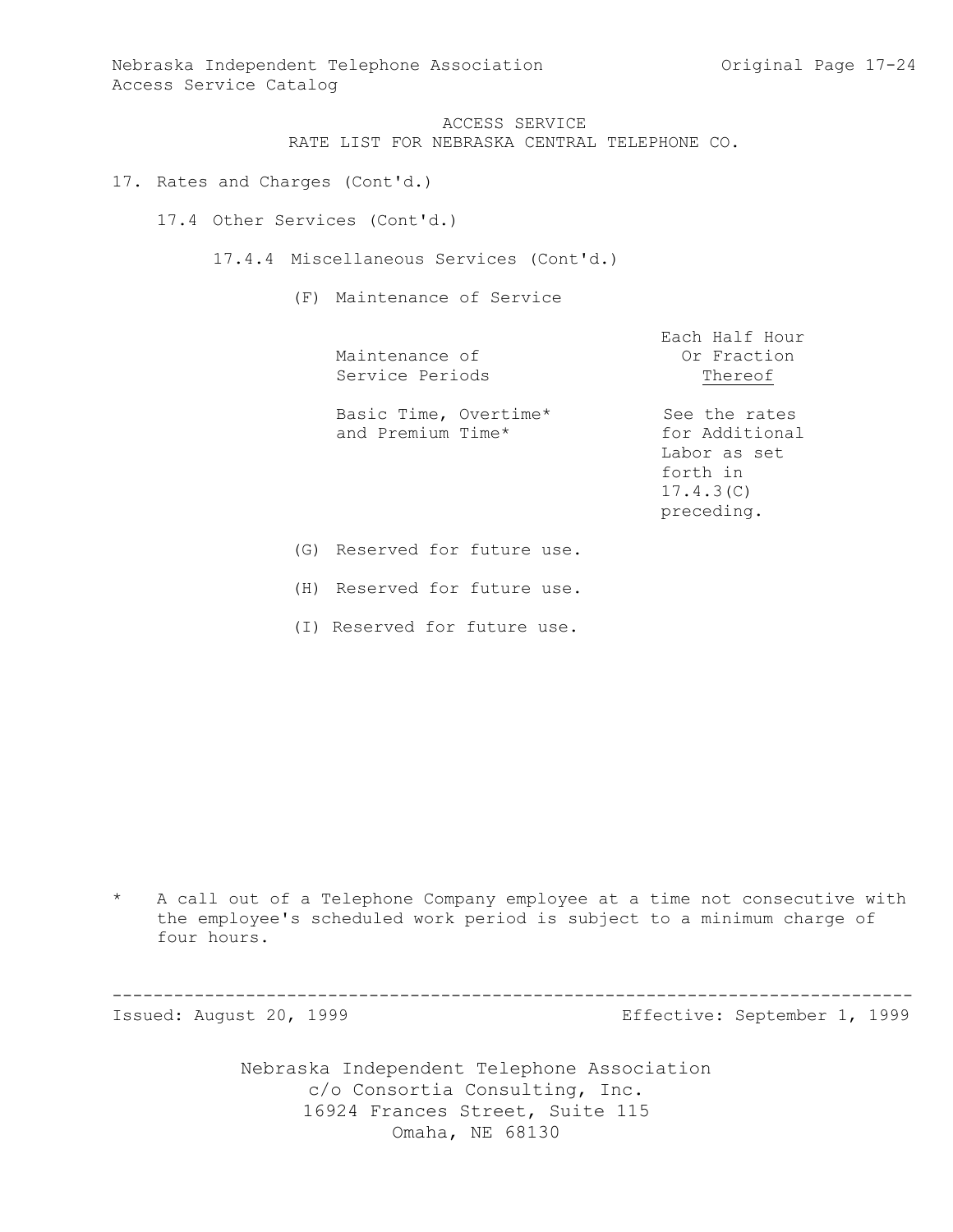ACCESS SERVICE
RATE LIST FOR NEBRASKA CENTRAL TELEPHONE CO.

## 17. Rates and Charges (Cont'd.)

### 17.4 Other Services (Cont'd.)

#### 17.4.4 Miscellaneous Services (Cont'd.)

(F) Maintenance of Service

| Maintenance of Service Periods | Each Half Hour Or Fraction Thereof |
|---|---|
| Basic Time, Overtime* and Premium Time* | See the rates for Additional Labor as set forth in 17.4.3(C) preceding. |

(G) Reserved for future use.

(H) Reserved for future use.

(I) Reserved for future use.

\* A call out of a Telephone Company employee at a time not consecutive with the employee's scheduled work period is subject to a minimum charge of four hours.

Issued: August 20, 1999 Effective: September 1, 1999

Nebraska Independent Telephone Association
c/o Consortia Consulting, Inc.
16924 Frances Street, Suite 115
Omaha, NE 68130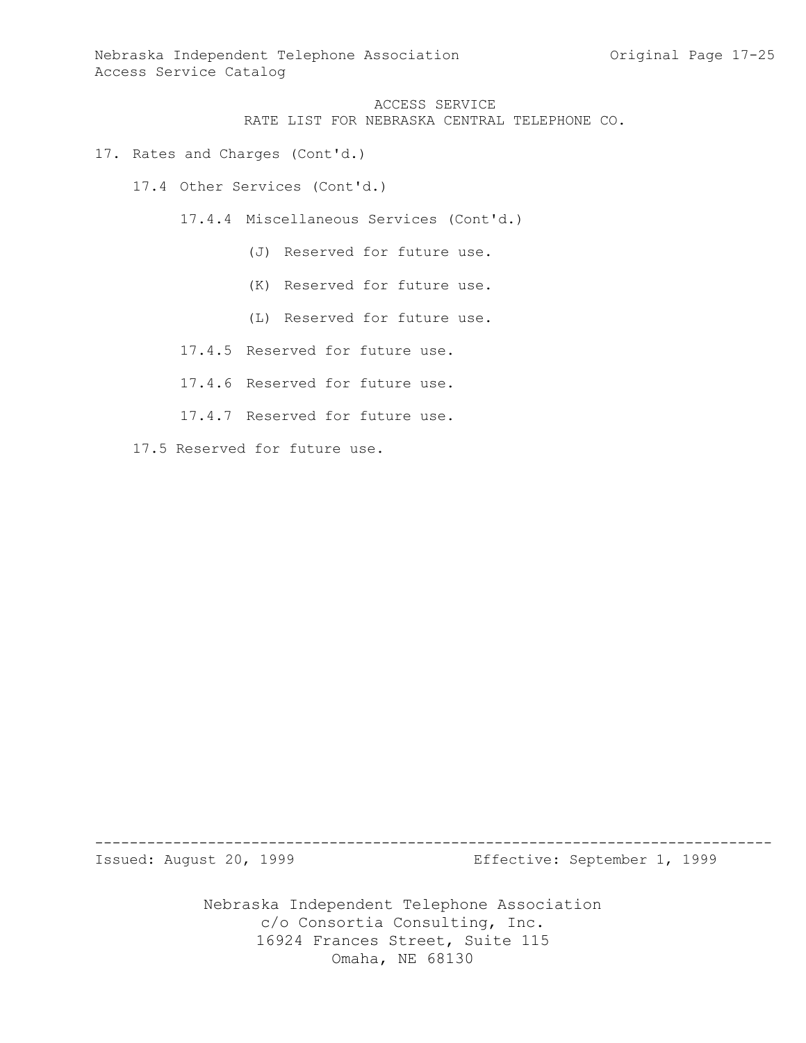ACCESS SERVICE
RATE LIST FOR NEBRASKA CENTRAL TELEPHONE CO.

17. Rates and Charges (Cont'd.)

17.4 Other Services (Cont'd.)

17.4.4 Miscellaneous Services (Cont'd.)

(J) Reserved for future use.

(K) Reserved for future use.

(L) Reserved for future use.

17.4.5 Reserved for future use.

17.4.6 Reserved for future use.

17.4.7 Reserved for future use.

17.5 Reserved for future use.

Issued: August 20, 1999 Effective: September 1, 1999

Nebraska Independent Telephone Association
c/o Consortia Consulting, Inc.
16924 Frances Street, Suite 115
Omaha, NE 68130